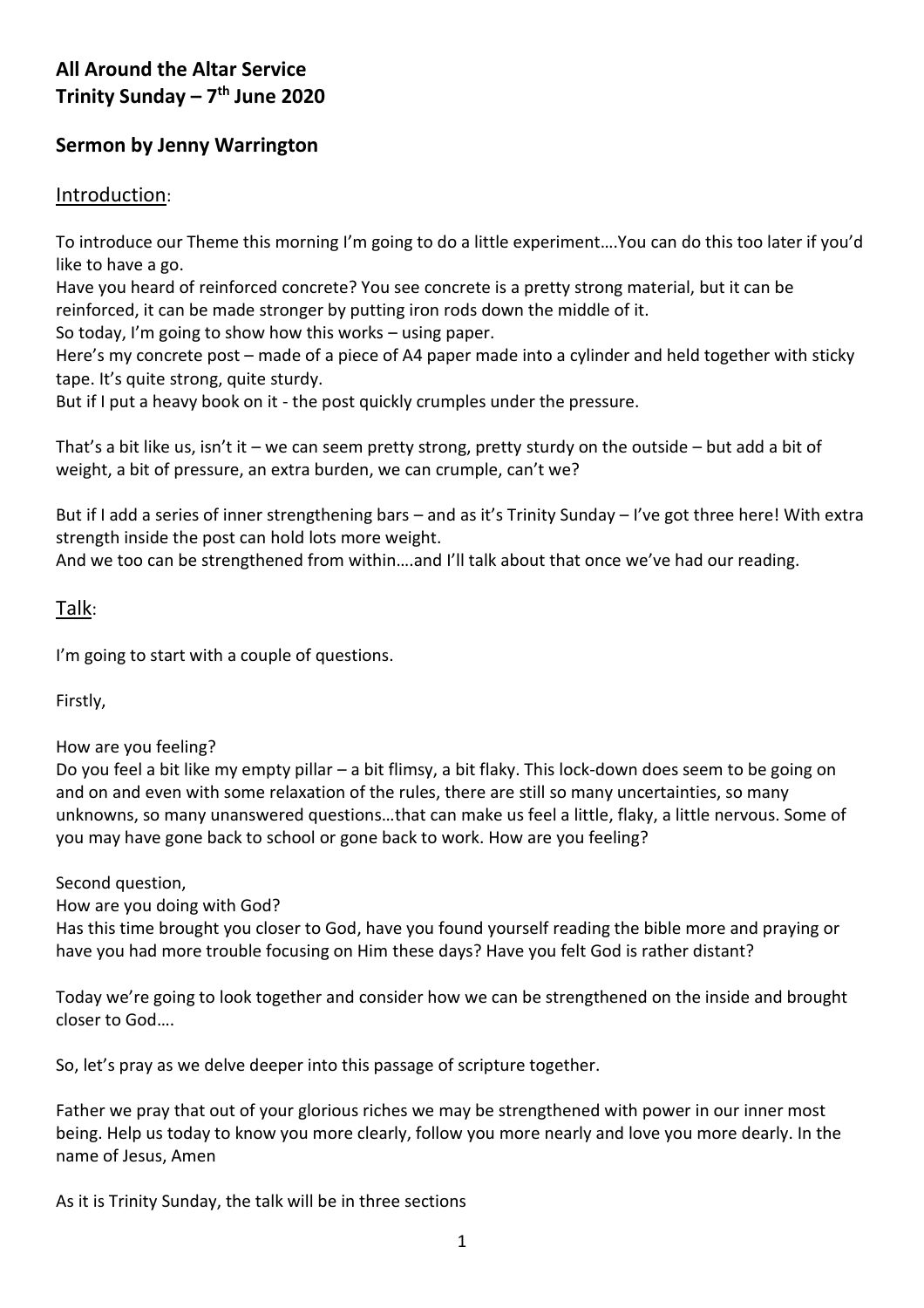# All Around the Altar Service
# Trinity Sunday – 7th June 2020

## Sermon by Jenny Warrington

### Introduction:

To introduce our Theme this morning I'm going to do a little experiment….You can do this too later if you'd like to have a go.

Have you heard of reinforced concrete? You see concrete is a pretty strong material, but it can be reinforced, it can be made stronger by putting iron rods down the middle of it.

So today, I'm going to show how this works – using paper.

Here's my concrete post – made of a piece of A4 paper made into a cylinder and held together with sticky tape. It's quite strong, quite sturdy.

But if I put a heavy book on it - the post quickly crumples under the pressure.

That's a bit like us, isn't it – we can seem pretty strong, pretty sturdy on the outside – but add a bit of weight, a bit of pressure, an extra burden, we can crumple, can't we?

But if I add a series of inner strengthening bars – and as it's Trinity Sunday – I've got three here! With extra strength inside the post can hold lots more weight.

And we too can be strengthened from within….and I'll talk about that once we've had our reading.

### Talk:

I'm going to start with a couple of questions.

Firstly,

How are you feeling?

Do you feel a bit like my empty pillar – a bit flimsy, a bit flaky. This lock-down does seem to be going on and on and even with some relaxation of the rules, there are still so many uncertainties, so many unknowns, so many unanswered questions…that can make us feel a little, flaky, a little nervous. Some of you may have gone back to school or gone back to work. How are you feeling?

Second question,

How are you doing with God?

Has this time brought you closer to God, have you found yourself reading the bible more and praying or have you had more trouble focusing on Him these days? Have you felt God is rather distant?

Today we're going to look together and consider how we can be strengthened on the inside and brought closer to God….

So, let's pray as we delve deeper into this passage of scripture together.

Father we pray that out of your glorious riches we may be strengthened with power in our inner most being. Help us today to know you more clearly, follow you more nearly and love you more dearly. In the name of Jesus, Amen

As it is Trinity Sunday, the talk will be in three sections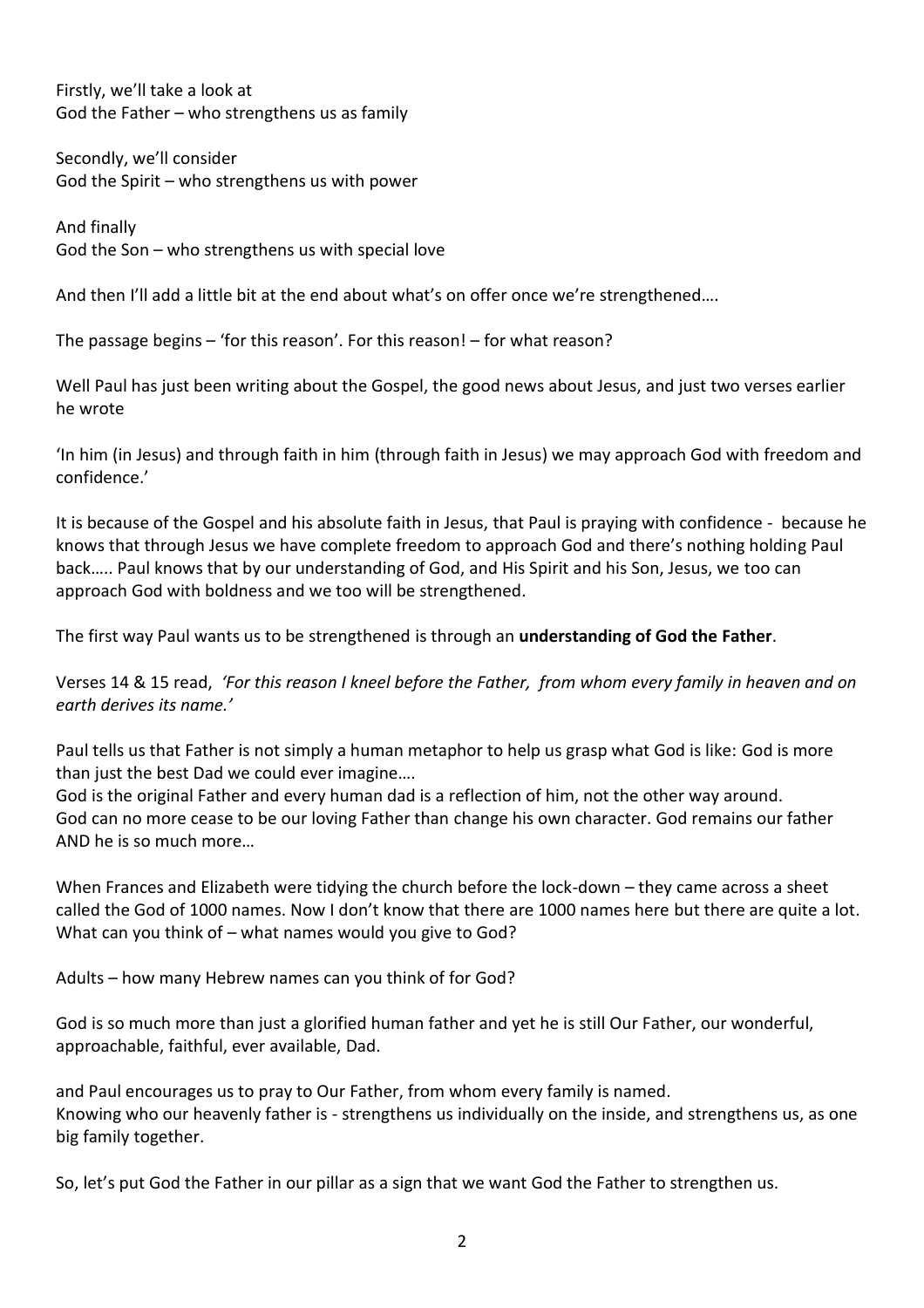Firstly, we'll take a look at
God the Father – who strengthens us as family

Secondly, we'll consider
God the Spirit – who strengthens us with power

And finally
God the Son – who strengthens us with special love

And then I'll add a little bit at the end about what's on offer once we're strengthened….

The passage begins – 'for this reason'. For this reason! – for what reason?

Well Paul has just been writing about the Gospel, the good news about Jesus, and just two verses earlier he wrote

'In him (in Jesus) and through faith in him (through faith in Jesus) we may approach God with freedom and confidence.'

It is because of the Gospel and his absolute faith in Jesus, that Paul is praying with confidence - because he knows that through Jesus we have complete freedom to approach God and there's nothing holding Paul back….. Paul knows that by our understanding of God, and His Spirit and his Son, Jesus, we too can approach God with boldness and we too will be strengthened.

The first way Paul wants us to be strengthened is through an **understanding of God the Father**.

Verses 14 & 15 read, *'For this reason I kneel before the Father, from whom every family in heaven and on earth derives its name.'*

Paul tells us that Father is not simply a human metaphor to help us grasp what God is like: God is more than just the best Dad we could ever imagine….
God is the original Father and every human dad is a reflection of him, not the other way around.
God can no more cease to be our loving Father than change his own character. God remains our father AND he is so much more…

When Frances and Elizabeth were tidying the church before the lock-down – they came across a sheet called the God of 1000 names. Now I don't know that there are 1000 names here but there are quite a lot. What can you think of – what names would you give to God?

Adults – how many Hebrew names can you think of for God?

God is so much more than just a glorified human father and yet he is still Our Father, our wonderful, approachable, faithful, ever available, Dad.

and Paul encourages us to pray to Our Father, from whom every family is named.
Knowing who our heavenly father is - strengthens us individually on the inside, and strengthens us, as one big family together.

So, let's put God the Father in our pillar as a sign that we want God the Father to strengthen us.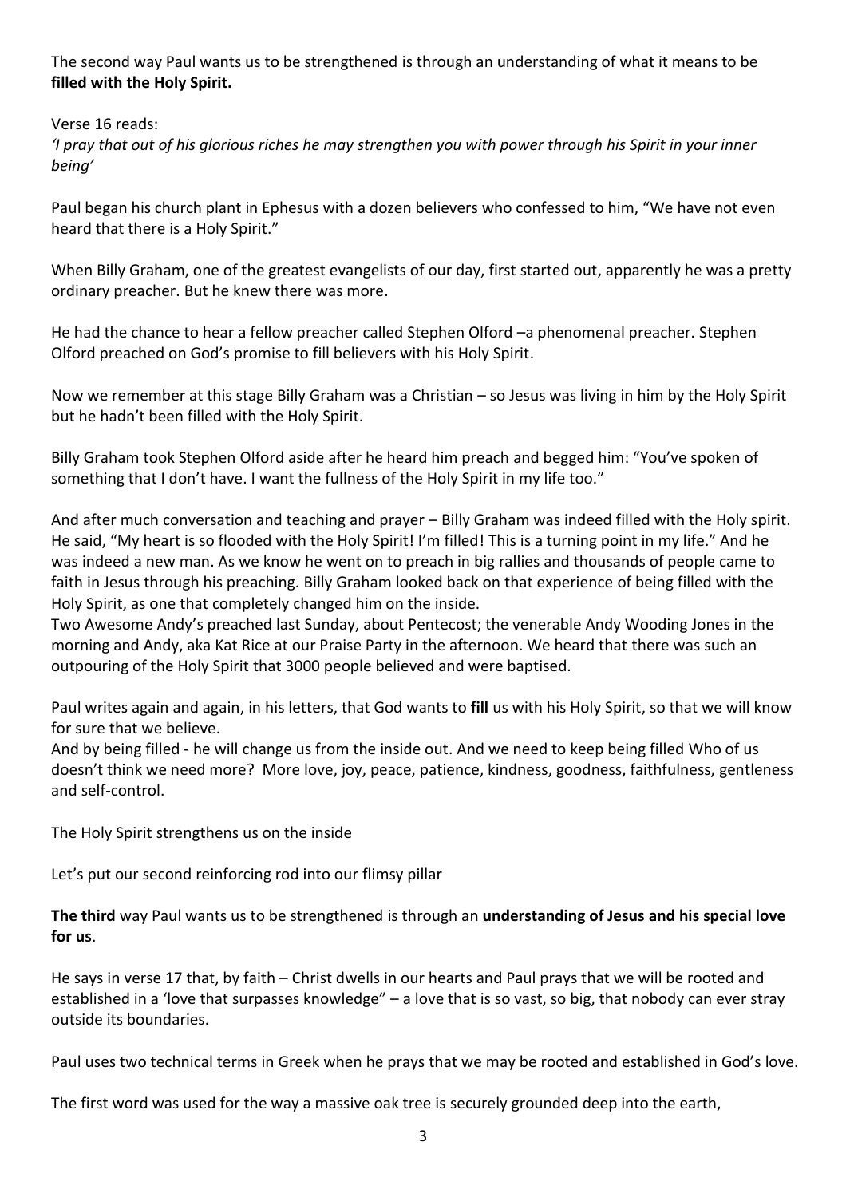The second way Paul wants us to be strengthened is through an understanding of what it means to be **filled with the Holy Spirit.**

Verse 16 reads:
*'I pray that out of his glorious riches he may strengthen you with power through his Spirit in your inner being'*

Paul began his church plant in Ephesus with a dozen believers who confessed to him, "We have not even heard that there is a Holy Spirit."

When Billy Graham, one of the greatest evangelists of our day, first started out, apparently he was a pretty ordinary preacher. But he knew there was more.

He had the chance to hear a fellow preacher called Stephen Olford –a phenomenal preacher. Stephen Olford preached on God's promise to fill believers with his Holy Spirit.

Now we remember at this stage Billy Graham was a Christian – so Jesus was living in him by the Holy Spirit but he hadn't been filled with the Holy Spirit.

Billy Graham took Stephen Olford aside after he heard him preach and begged him: "You've spoken of something that I don't have. I want the fullness of the Holy Spirit in my life too."

And after much conversation and teaching and prayer – Billy Graham was indeed filled with the Holy spirit. He said, "My heart is so flooded with the Holy Spirit! I'm filled! This is a turning point in my life." And he was indeed a new man. As we know he went on to preach in big rallies and thousands of people came to faith in Jesus through his preaching. Billy Graham looked back on that experience of being filled with the Holy Spirit, as one that completely changed him on the inside.
Two Awesome Andy's preached last Sunday, about Pentecost; the venerable Andy Wooding Jones in the morning and Andy, aka Kat Rice at our Praise Party in the afternoon. We heard that there was such an outpouring of the Holy Spirit that 3000 people believed and were baptised.

Paul writes again and again, in his letters, that God wants to **fill** us with his Holy Spirit, so that we will know for sure that we believe.
And by being filled - he will change us from the inside out. And we need to keep being filled Who of us doesn't think we need more? More love, joy, peace, patience, kindness, goodness, faithfulness, gentleness and self-control.

The Holy Spirit strengthens us on the inside

Let's put our second reinforcing rod into our flimsy pillar

**The third** way Paul wants us to be strengthened is through an **understanding of Jesus and his special love for us**.

He says in verse 17 that, by faith – Christ dwells in our hearts and Paul prays that we will be rooted and established in a 'love that surpasses knowledge" – a love that is so vast, so big, that nobody can ever stray outside its boundaries.

Paul uses two technical terms in Greek when he prays that we may be rooted and established in God's love.

The first word was used for the way a massive oak tree is securely grounded deep into the earth,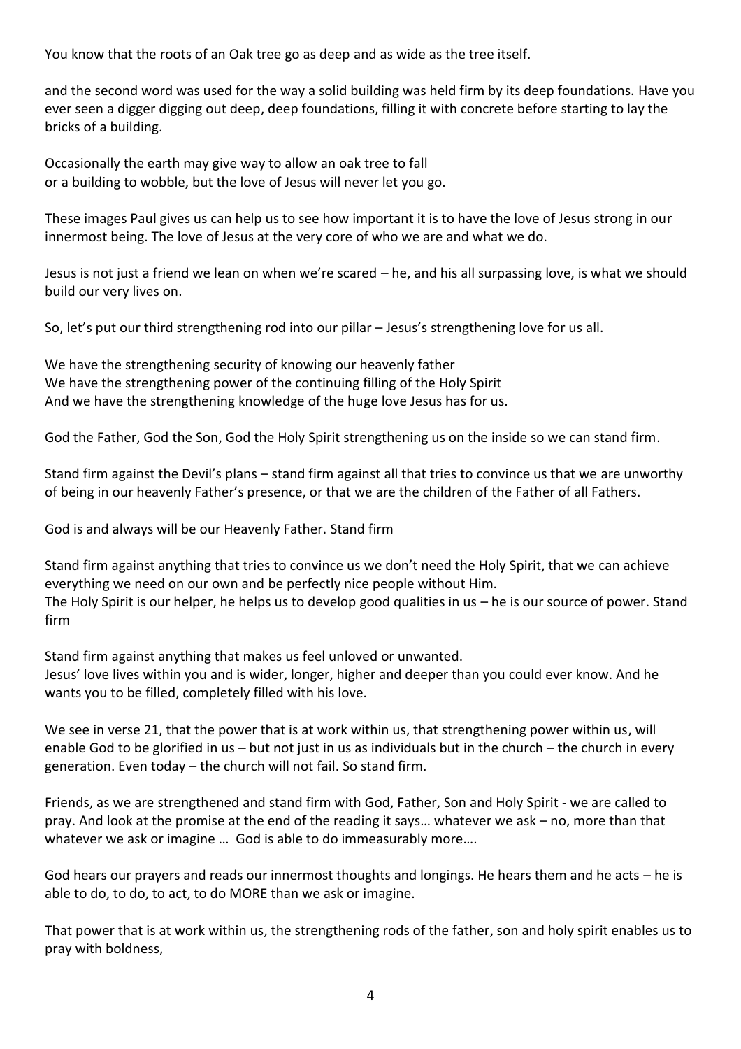You know that the roots of an Oak tree go as deep and as wide as the tree itself.

and the second word was used for the way a solid building was held firm by its deep foundations. Have you ever seen a digger digging out deep, deep foundations, filling it with concrete before starting to lay the bricks of a building.

Occasionally the earth may give way to allow an oak tree to fall
or a building to wobble, but the love of Jesus will never let you go.

These images Paul gives us can help us to see how important it is to have the love of Jesus strong in our innermost being. The love of Jesus at the very core of who we are and what we do.

Jesus is not just a friend we lean on when we're scared – he, and his all surpassing love, is what we should build our very lives on.

So, let's put our third strengthening rod into our pillar – Jesus's strengthening love for us all.

We have the strengthening security of knowing our heavenly father
We have the strengthening power of the continuing filling of the Holy Spirit
And we have the strengthening knowledge of the huge love Jesus has for us.

God the Father, God the Son, God the Holy Spirit strengthening us on the inside so we can stand firm.

Stand firm against the Devil's plans – stand firm against all that tries to convince us that we are unworthy of being in our heavenly Father's presence, or that we are the children of the Father of all Fathers.

God is and always will be our Heavenly Father. Stand firm

Stand firm against anything that tries to convince us we don't need the Holy Spirit, that we can achieve everything we need on our own and be perfectly nice people without Him.
The Holy Spirit is our helper, he helps us to develop good qualities in us – he is our source of power. Stand firm

Stand firm against anything that makes us feel unloved or unwanted.
Jesus' love lives within you and is wider, longer, higher and deeper than you could ever know. And he wants you to be filled, completely filled with his love.

We see in verse 21, that the power that is at work within us, that strengthening power within us, will enable God to be glorified in us – but not just in us as individuals but in the church – the church in every generation. Even today – the church will not fail. So stand firm.

Friends, as we are strengthened and stand firm with God, Father, Son and Holy Spirit - we are called to pray. And look at the promise at the end of the reading it says… whatever we ask – no, more than that whatever we ask or imagine … God is able to do immeasurably more….

God hears our prayers and reads our innermost thoughts and longings. He hears them and he acts – he is able to do, to do, to act, to do MORE than we ask or imagine.

That power that is at work within us, the strengthening rods of the father, son and holy spirit enables us to pray with boldness,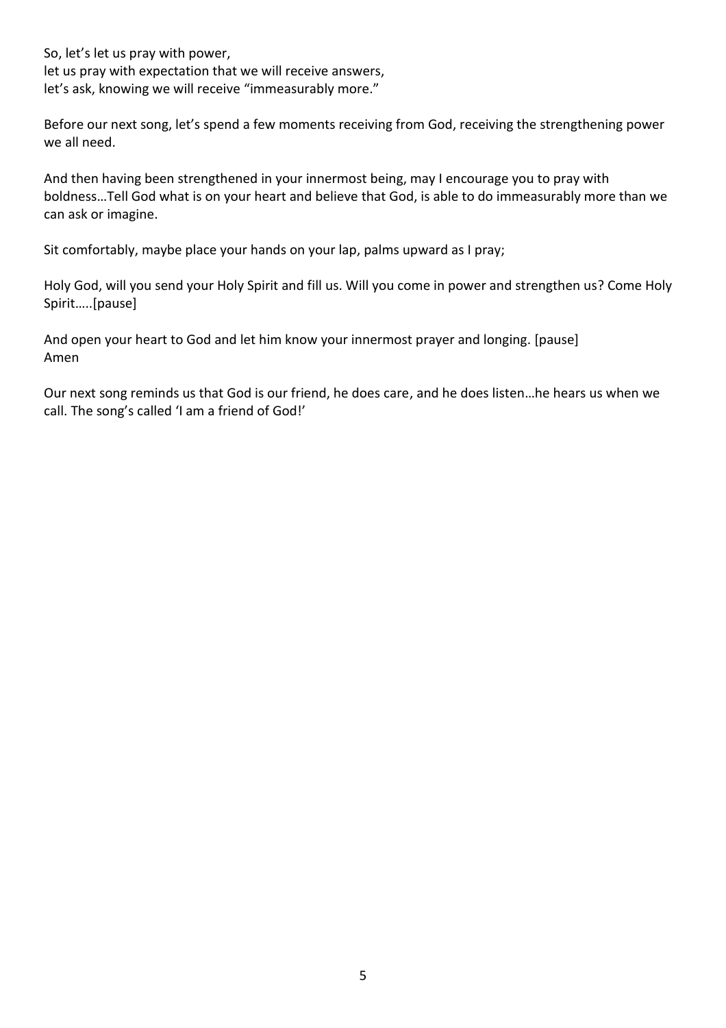So, let's let us pray with power,
let us pray with expectation that we will receive answers,
let's ask, knowing we will receive "immeasurably more."

Before our next song, let's spend a few moments receiving from God, receiving the strengthening power we all need.

And then having been strengthened in your innermost being, may I encourage you to pray with boldness…Tell God what is on your heart and believe that God, is able to do immeasurably more than we can ask or imagine.

Sit comfortably, maybe place your hands on your lap, palms upward as I pray;

Holy God, will you send your Holy Spirit and fill us. Will you come in power and strengthen us? Come Holy Spirit…..[pause]

And open your heart to God and let him know your innermost prayer and longing. [pause]
Amen

Our next song reminds us that God is our friend, he does care, and he does listen…he hears us when we call. The song's called 'I am a friend of God!'